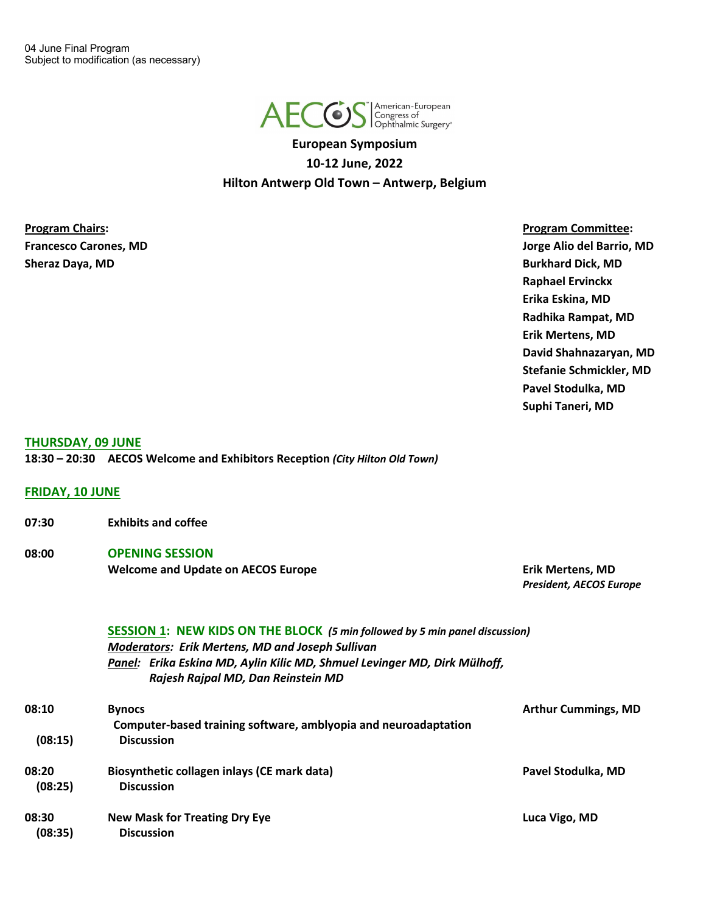04 June Final Program
Subject to modification (as necessary)

AECOS American-European Congress of Ophthalmic Surgery®

# European Symposium
## 10-12 June, 2022
## Hilton Antwerp Old Town – Antwerp, Belgium

**Program Chairs:**
**Francesco Carones, MD**
**Sheraz Daya, MD**

**Program Committee:**
**Jorge Alio del Barrio, MD**
**Burkhard Dick, MD**
**Raphael Ervinckx**
**Erika Eskina, MD**
**Radhika Rampat, MD**
**Erik Mertens, MD**
**David Shahnazaryan, MD**
**Stefanie Schmickler, MD**
**Pavel Stodulka, MD**
**Suphi Taneri, MD**

## THURSDAY, 09 JUNE

**18:30 – 20:30 AECOS Welcome and Exhibitors Reception** ***(City Hilton Old Town)***

## FRIDAY, 10 JUNE

**07:30** **Exhibits and coffee**

**08:00** **OPENING SESSION**
**Welcome and Update on AECOS Europe** — **Erik Mertens, MD**, ***President, AECOS Europe***

### SESSION 1: NEW KIDS ON THE BLOCK *(5 min followed by 5 min panel discussion)*

***Moderators:* *Erik Mertens, MD and Joseph Sullivan***
***Panel:* *Erika Eskina MD, Aylin Kilic MD, Shmuel Levinger MD, Dirk Mülhoff, Rajesh Rajpal MD, Dan Reinstein MD***

| Time | Topic | Speaker |
|---|---|---|
| 08:10 | **Bynocs** Computer-based training software, amblyopia and neuroadaptation | **Arthur Cummings, MD** |
| (08:15) | Discussion | |
| 08:20 | **Biosynthetic collagen inlays (CE mark data)** | **Pavel Stodulka, MD** |
| (08:25) | Discussion | |
| 08:30 | **New Mask for Treating Dry Eye** | **Luca Vigo, MD** |
| (08:35) | Discussion | |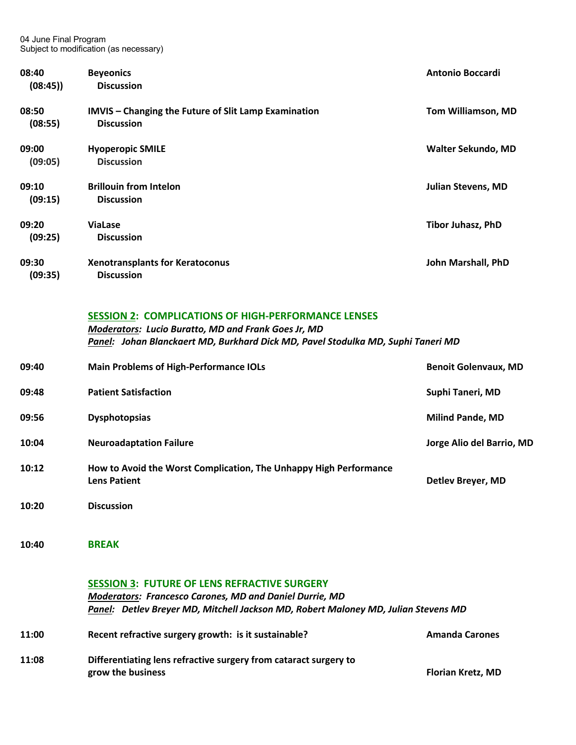04 June Final Program
Subject to modification (as necessary)

| Time | Topic | Speaker |
|---|---|---|
| 08:40 (08:45)) | **Beyeonics** Discussion | Antonio Boccardi |
| 08:50 (08:55) | **IMVIS – Changing the Future of Slit Lamp Examination** Discussion | Tom Williamson, MD |
| 09:00 (09:05) | **Hyoperopic SMILE** Discussion | Walter Sekundo, MD |
| 09:10 (09:15) | **Brillouin from Intelon** Discussion | Julian Stevens, MD |
| 09:20 (09:25) | **ViaLase** Discussion | Tibor Juhasz, PhD |
| 09:30 (09:35) | **Xenotransplants for Keratoconus** Discussion | John Marshall, PhD |

## SESSION 2: COMPLICATIONS OF HIGH-PERFORMANCE LENSES

***Moderators:** Lucio Buratto, MD and Frank Goes Jr, MD*
***Panel:** Johan Blanckaert MD, Burkhard Dick MD, Pavel Stodulka MD, Suphi Taneri MD*

| Time | Topic | Speaker |
|---|---|---|
| 09:40 | **Main Problems of High-Performance IOLs** | Benoit Golenvaux, MD |
| 09:48 | **Patient Satisfaction** | Suphi Taneri, MD |
| 09:56 | **Dysphotopsias** | Milind Pande, MD |
| 10:04 | **Neuroadaptation Failure** | Jorge Alio del Barrio, MD |
| 10:12 | **How to Avoid the Worst Complication, The Unhappy High Performance Lens Patient** | Detlev Breyer, MD |
| 10:20 | **Discussion** | |
| 10:40 | **BREAK** | |

## SESSION 3: FUTURE OF LENS REFRACTIVE SURGERY

***Moderators:** Francesco Carones, MD and Daniel Durrie, MD*
***Panel:** Detlev Breyer MD, Mitchell Jackson MD, Robert Maloney MD, Julian Stevens MD*

| Time | Topic | Speaker |
|---|---|---|
| 11:00 | **Recent refractive surgery growth: is it sustainable?** | Amanda Carones |
| 11:08 | **Differentiating lens refractive surgery from cataract surgery to grow the business** | Florian Kretz, MD |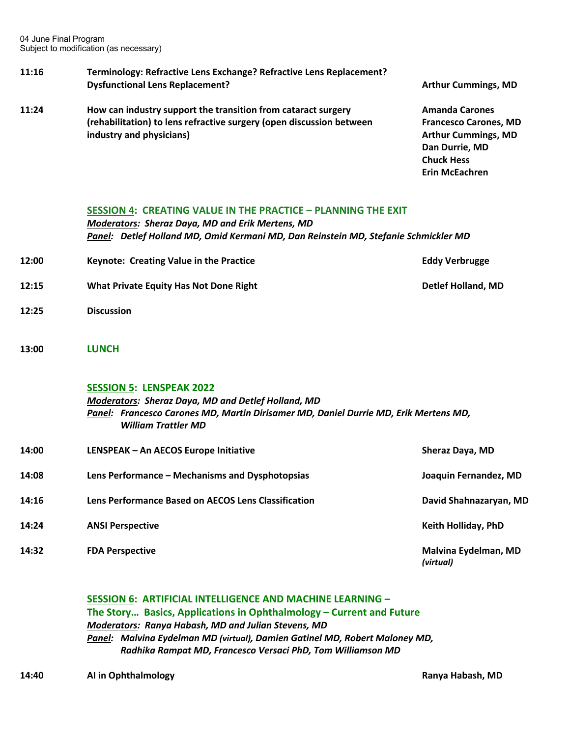04 June Final Program
Subject to modification (as necessary)

| | | |
|---|---|---|
| **11:16** | **Terminology: Refractive Lens Exchange? Refractive Lens Replacement? Dysfunctional Lens Replacement?** | **Arthur Cummings, MD** |
| **11:24** | **How can industry support the transition from cataract surgery (rehabilitation) to lens refractive surgery (open discussion between industry and physicians)** | **Amanda Carones**<br>**Francesco Carones, MD**<br>**Arthur Cummings, MD**<br>**Dan Durrie, MD**<br>**Chuck Hess**<br>**Erin McEachren** |

## SESSION 4: CREATING VALUE IN THE PRACTICE – PLANNING THE EXIT

***Moderators:** Sheraz Daya, MD and Erik Mertens, MD*
***Panel:** Detlef Holland MD, Omid Kermani MD, Dan Reinstein MD, Stefanie Schmickler MD*

| | | |
|---|---|---|
| **12:00** | **Keynote: Creating Value in the Practice** | **Eddy Verbrugge** |
| **12:15** | **What Private Equity Has Not Done Right** | **Detlef Holland, MD** |
| **12:25** | **Discussion** | |
| **13:00** | **LUNCH** | |

## SESSION 5: LENSPEAK 2022

***Moderators:** Sheraz Daya, MD and Detlef Holland, MD*
***Panel:** Francesco Carones MD, Martin Dirisamer MD, Daniel Durrie MD, Erik Mertens MD, William Trattler MD*

| | | |
|---|---|---|
| **14:00** | **LENSPEAK – An AECOS Europe Initiative** | **Sheraz Daya, MD** |
| **14:08** | **Lens Performance – Mechanisms and Dysphotopsias** | **Joaquin Fernandez, MD** |
| **14:16** | **Lens Performance Based on AECOS Lens Classification** | **David Shahnazaryan, MD** |
| **14:24** | **ANSI Perspective** | **Keith Holliday, PhD** |
| **14:32** | **FDA Perspective** | **Malvina Eydelman, MD** ***(virtual)*** |

## SESSION 6: ARTIFICIAL INTELLIGENCE AND MACHINE LEARNING – The Story… Basics, Applications in Ophthalmology – Current and Future

***Moderators:** Ranya Habash, MD and Julian Stevens, MD*
***Panel:** Malvina Eydelman MD (virtual), Damien Gatinel MD, Robert Maloney MD, Radhika Rampat MD, Francesco Versaci PhD, Tom Williamson MD*

| | | |
|---|---|---|
| **14:40** | **AI in Ophthalmology** | **Ranya Habash, MD** |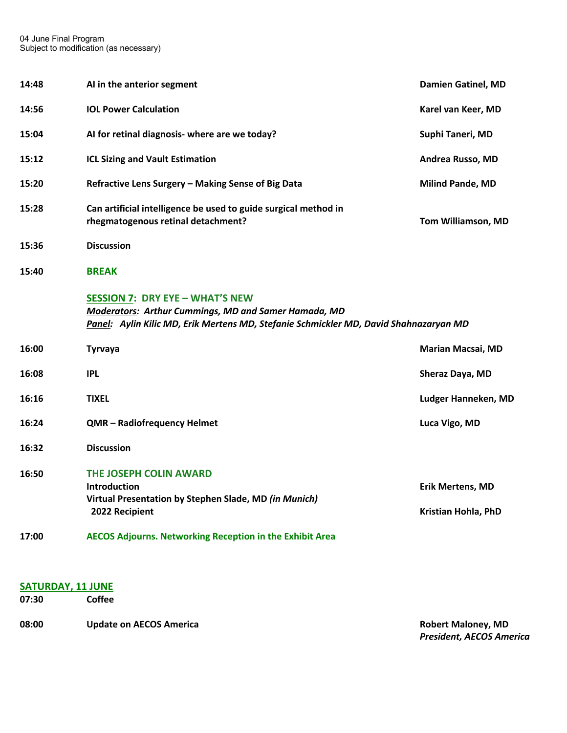04 June Final Program
Subject to modification (as necessary)

| | | |
|---|---|---|
| **14:48** | **AI in the anterior segment** | **Damien Gatinel, MD** |
| **14:56** | **IOL Power Calculation** | **Karel van Keer, MD** |
| **15:04** | **AI for retinal diagnosis- where are we today?** | **Suphi Taneri, MD** |
| **15:12** | **ICL Sizing and Vault Estimation** | **Andrea Russo, MD** |
| **15:20** | **Refractive Lens Surgery – Making Sense of Big Data** | **Milind Pande, MD** |
| **15:28** | **Can artificial intelligence be used to guide surgical method in rhegmatogenous retinal detachment?** | **Tom Williamson, MD** |
| **15:36** | **Discussion** | |
| **15:40** | **BREAK** | |

**SESSION 7: DRY EYE – WHAT'S NEW**
***Moderators:* *Arthur Cummings, MD and Samer Hamada, MD***
***Panel:* *Aylin Kilic MD, Erik Mertens MD, Stefanie Schmickler MD, David Shahnazaryan MD***

| | | |
|---|---|---|
| **16:00** | **Tyrvaya** | **Marian Macsai, MD** |
| **16:08** | **IPL** | **Sheraz Daya, MD** |
| **16:16** | **TIXEL** | **Ludger Hanneken, MD** |
| **16:24** | **QMR – Radiofrequency Helmet** | **Luca Vigo, MD** |
| **16:32** | **Discussion** | |
| **16:50** | **THE JOSEPH COLIN AWARD**<br>**Introduction**<br>**Virtual Presentation by Stephen Slade, MD *(in Munich)***<br>**2022 Recipient** | <br>**Erik Mertens, MD**<br><br>**Kristian Hohla, PhD** |
| **17:00** | **AECOS Adjourns. Networking Reception in the Exhibit Area** | |

## SATURDAY, 11 JUNE

| | | |
|---|---|---|
| **07:30** | **Coffee** | |
| **08:00** | **Update on AECOS America** | **Robert Maloney, MD**<br>***President, AECOS America*** |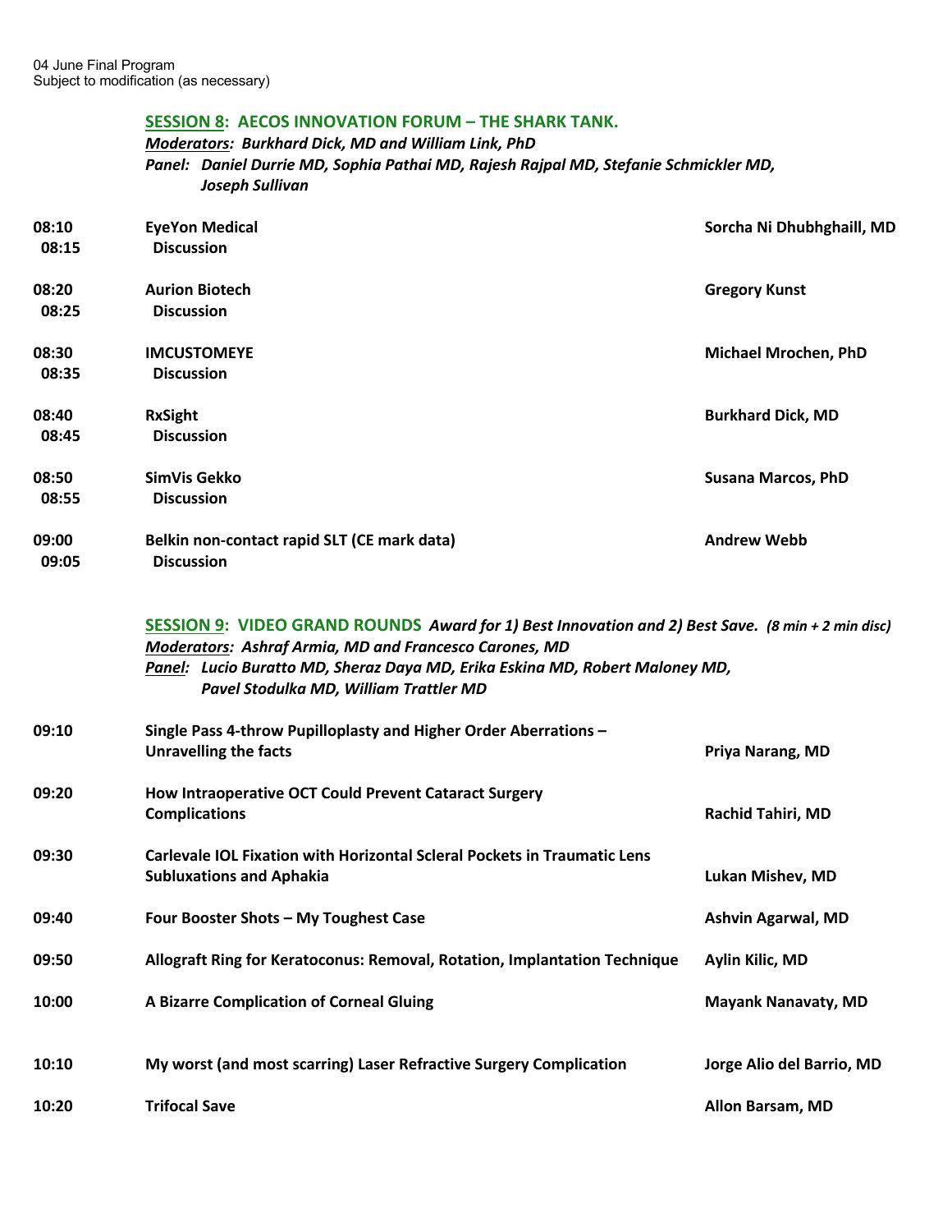04 June Final Program
Subject to modification (as necessary)

## SESSION 8: AECOS INNOVATION FORUM – THE SHARK TANK.

***Moderators:* Burkhard Dick, MD and William Link, PhD**

***Panel:* Daniel Durrie MD, Sophia Pathai MD, Rajesh Rajpal MD, Stefanie Schmickler MD, Joseph Sullivan**

| Time | Topic | Speaker |
|---|---|---|
| 08:10 | **EyeYon Medical** | **Sorcha Ni Dhubhghaill, MD** |
| 08:15 | **Discussion** | |
| 08:20 | **Aurion Biotech** | **Gregory Kunst** |
| 08:25 | **Discussion** | |
| 08:30 | **IMCUSTOMEYE** | **Michael Mrochen, PhD** |
| 08:35 | **Discussion** | |
| 08:40 | **RxSight** | **Burkhard Dick, MD** |
| 08:45 | **Discussion** | |
| 08:50 | **SimVis Gekko** | **Susana Marcos, PhD** |
| 08:55 | **Discussion** | |
| 09:00 | **Belkin non-contact rapid SLT (CE mark data)** | **Andrew Webb** |
| 09:05 | **Discussion** | |

## SESSION 9: VIDEO GRAND ROUNDS *Award for 1) Best Innovation and 2) Best Save. (8 min + 2 min disc)*

***Moderators:* Ashraf Armia, MD and Francesco Carones, MD**

***Panel:* Lucio Buratto MD, Sheraz Daya MD, Erika Eskina MD, Robert Maloney MD, Pavel Stodulka MD, William Trattler MD**

| Time | Topic | Speaker |
|---|---|---|
| 09:10 | **Single Pass 4-throw Pupilloplasty and Higher Order Aberrations – Unravelling the facts** | **Priya Narang, MD** |
| 09:20 | **How Intraoperative OCT Could Prevent Cataract Surgery Complications** | **Rachid Tahiri, MD** |
| 09:30 | **Carlevale IOL Fixation with Horizontal Scleral Pockets in Traumatic Lens Subluxations and Aphakia** | **Lukan Mishev, MD** |
| 09:40 | **Four Booster Shots – My Toughest Case** | **Ashvin Agarwal, MD** |
| 09:50 | **Allograft Ring for Keratoconus: Removal, Rotation, Implantation Technique** | **Aylin Kilic, MD** |
| 10:00 | **A Bizarre Complication of Corneal Gluing** | **Mayank Nanavaty, MD** |
| 10:10 | **My worst (and most scarring) Laser Refractive Surgery Complication** | **Jorge Alio del Barrio, MD** |
| 10:20 | **Trifocal Save** | **Allon Barsam, MD** |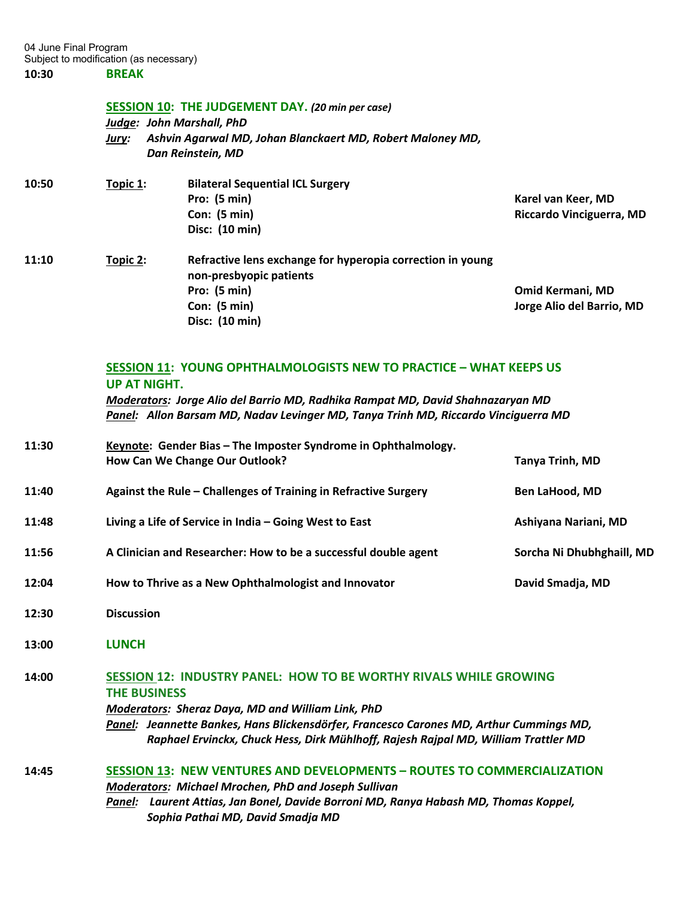04 June Final Program
Subject to modification (as necessary)

**10:30** **BREAK**

## SESSION 10: THE JUDGEMENT DAY. *(20 min per case)*

***Judge:*** ***John Marshall, PhD***
***Jury:*** ***Ashvin Agarwal MD, Johan Blanckaert MD, Robert Maloney MD, Dan Reinstein, MD***

| Time | Topic | | Speaker |
|---|---|---|---|
| **10:50** | **Topic 1:** | **Bilateral Sequential ICL Surgery** | |
| | | **Pro: (5 min)** | **Karel van Keer, MD** |
| | | **Con: (5 min)** | **Riccardo Vinciguerra, MD** |
| | | **Disc: (10 min)** | |
| **11:10** | **Topic 2:** | **Refractive lens exchange for hyperopia correction in young non-presbyopic patients** | |
| | | **Pro: (5 min)** | **Omid Kermani, MD** |
| | | **Con: (5 min)** | **Jorge Alio del Barrio, MD** |
| | | **Disc: (10 min)** | |

## SESSION 11: YOUNG OPHTHALMOLOGISTS NEW TO PRACTICE – WHAT KEEPS US UP AT NIGHT.

***Moderators:*** ***Jorge Alio del Barrio MD, Radhika Rampat MD, David Shahnazaryan MD***
***Panel:*** ***Allon Barsam MD, Nadav Levinger MD, Tanya Trinh MD, Riccardo Vinciguerra MD***

| Time | Title | Speaker |
|---|---|---|
| **11:30** | **Keynote: Gender Bias – The Imposter Syndrome in Ophthalmology. How Can We Change Our Outlook?** | **Tanya Trinh, MD** |
| **11:40** | **Against the Rule – Challenges of Training in Refractive Surgery** | **Ben LaHood, MD** |
| **11:48** | **Living a Life of Service in India – Going West to East** | **Ashiyana Nariani, MD** |
| **11:56** | **A Clinician and Researcher: How to be a successful double agent** | **Sorcha Ni Dhubhghaill, MD** |
| **12:04** | **How to Thrive as a New Ophthalmologist and Innovator** | **David Smadja, MD** |
| **12:30** | **Discussion** | |

**13:00** **LUNCH**

## 14:00 SESSION 12: INDUSTRY PANEL: HOW TO BE WORTHY RIVALS WHILE GROWING THE BUSINESS

***Moderators:*** ***Sheraz Daya, MD and William Link, PhD***
***Panel:*** ***Jeannette Bankes, Hans Blickensdörfer, Francesco Carones MD, Arthur Cummings MD, Raphael Ervinckx, Chuck Hess, Dirk Mühlhoff, Rajesh Rajpal MD, William Trattler MD***

## 14:45 SESSION 13: NEW VENTURES AND DEVELOPMENTS – ROUTES TO COMMERCIALIZATION

***Moderators:*** ***Michael Mrochen, PhD and Joseph Sullivan***
***Panel:*** ***Laurent Attias, Jan Bonel, Davide Borroni MD, Ranya Habash MD, Thomas Koppel, Sophia Pathai MD, David Smadja MD***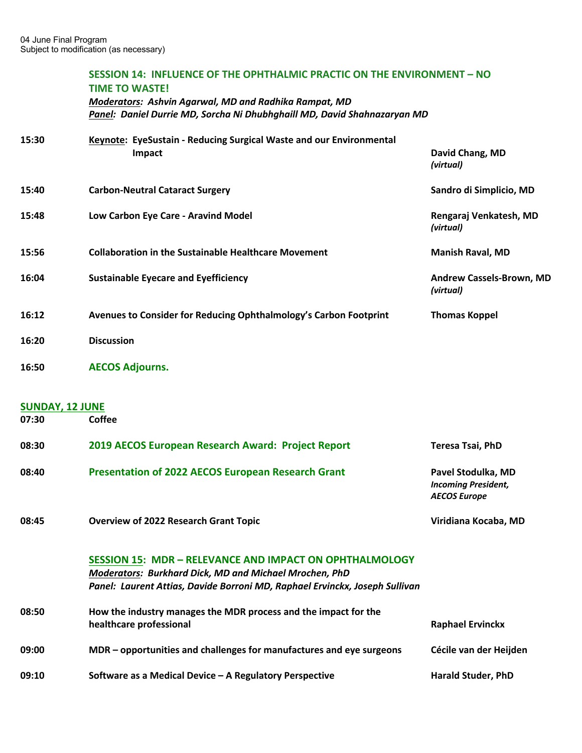04 June Final Program
Subject to modification (as necessary)

## SESSION 14: INFLUENCE OF THE OPHTHALMIC PRACTIC ON THE ENVIRONMENT – NO TIME TO WASTE!

***Moderators:** Ashvin Agarwal, MD and Radhika Rampat, MD*
***Panel:** Daniel Durrie MD, Sorcha Ni Dhubhghaill MD, David Shahnazaryan MD*

| | | |
|---|---|---|
| **15:30** | **Keynote: EyeSustain - Reducing Surgical Waste and our Environmental Impact** | **David Chang, MD** *(virtual)* |
| **15:40** | **Carbon-Neutral Cataract Surgery** | **Sandro di Simplicio, MD** |
| **15:48** | **Low Carbon Eye Care - Aravind Model** | **Rengaraj Venkatesh, MD** *(virtual)* |
| **15:56** | **Collaboration in the Sustainable Healthcare Movement** | **Manish Raval, MD** |
| **16:04** | **Sustainable Eyecare and Eyefficiency** | **Andrew Cassels-Brown, MD** *(virtual)* |
| **16:12** | **Avenues to Consider for Reducing Ophthalmology's Carbon Footprint** | **Thomas Koppel** |
| **16:20** | **Discussion** | |
| **16:50** | **AECOS Adjourns.** | |

## SUNDAY, 12 JUNE

| | | |
|---|---|---|
| **07:30** | **Coffee** | |
| **08:30** | **2019 AECOS European Research Award: Project Report** | **Teresa Tsai, PhD** |
| **08:40** | **Presentation of 2022 AECOS European Research Grant** | **Pavel Stodulka, MD** ***Incoming President, AECOS Europe*** |
| **08:45** | **Overview of 2022 Research Grant Topic** | **Viridiana Kocaba, MD** |

## SESSION 15: MDR – RELEVANCE AND IMPACT ON OPHTHALMOLOGY

***Moderators:** Burkhard Dick, MD and Michael Mrochen, PhD*
*Panel: Laurent Attias, Davide Borroni MD, Raphael Ervinckx, Joseph Sullivan*

| | | |
|---|---|---|
| **08:50** | **How the industry manages the MDR process and the impact for the healthcare professional** | **Raphael Ervinckx** |
| **09:00** | **MDR – opportunities and challenges for manufactures and eye surgeons** | **Cécile van der Heijden** |
| **09:10** | **Software as a Medical Device – A Regulatory Perspective** | **Harald Studer, PhD** |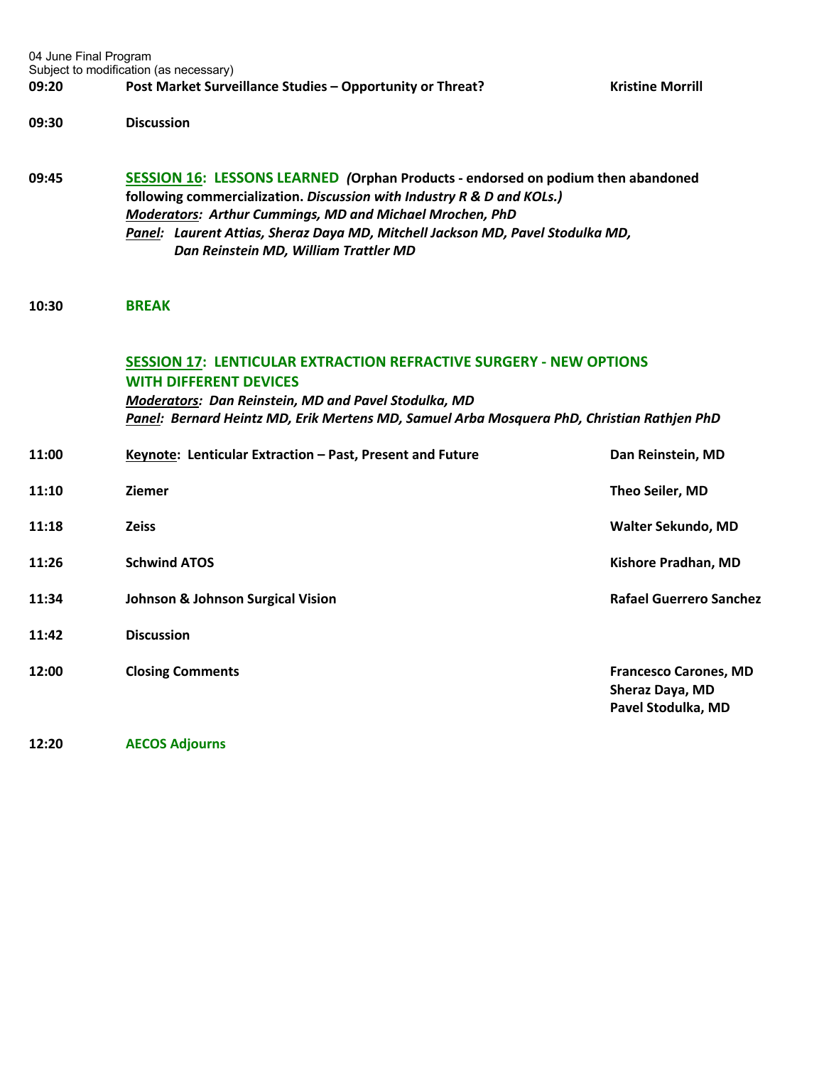04 June Final Program
Subject to modification (as necessary)

| | | |
|---|---|---|
| **09:20** | **Post Market Surveillance Studies – Opportunity or Threat?** | **Kristine Morrill** |
| **09:30** | **Discussion** | |

**09:45** **SESSION 16: LESSONS LEARNED** *(***Orphan Products - endorsed on podium then abandoned following commercialization.** ***Discussion with Industry R & D and KOLs.)***
***Moderators: Arthur Cummings, MD and Michael Mrochen, PhD***
***Panel: Laurent Attias, Sheraz Daya MD, Mitchell Jackson MD, Pavel Stodulka MD, Dan Reinstein MD, William Trattler MD***

**10:30** **BREAK**

**SESSION 17: LENTICULAR EXTRACTION REFRACTIVE SURGERY - NEW OPTIONS WITH DIFFERENT DEVICES**
***Moderators: Dan Reinstein, MD and Pavel Stodulka, MD***
***Panel: Bernard Heintz MD, Erik Mertens MD, Samuel Arba Mosquera PhD, Christian Rathjen PhD***

| | | |
|---|---|---|
| **11:00** | **Keynote: Lenticular Extraction – Past, Present and Future** | **Dan Reinstein, MD** |
| **11:10** | **Ziemer** | **Theo Seiler, MD** |
| **11:18** | **Zeiss** | **Walter Sekundo, MD** |
| **11:26** | **Schwind ATOS** | **Kishore Pradhan, MD** |
| **11:34** | **Johnson & Johnson Surgical Vision** | **Rafael Guerrero Sanchez** |
| **11:42** | **Discussion** | |
| **12:00** | **Closing Comments** | **Francesco Carones, MD<br>Sheraz Daya, MD<br>Pavel Stodulka, MD** |

**12:20** **AECOS Adjourns**